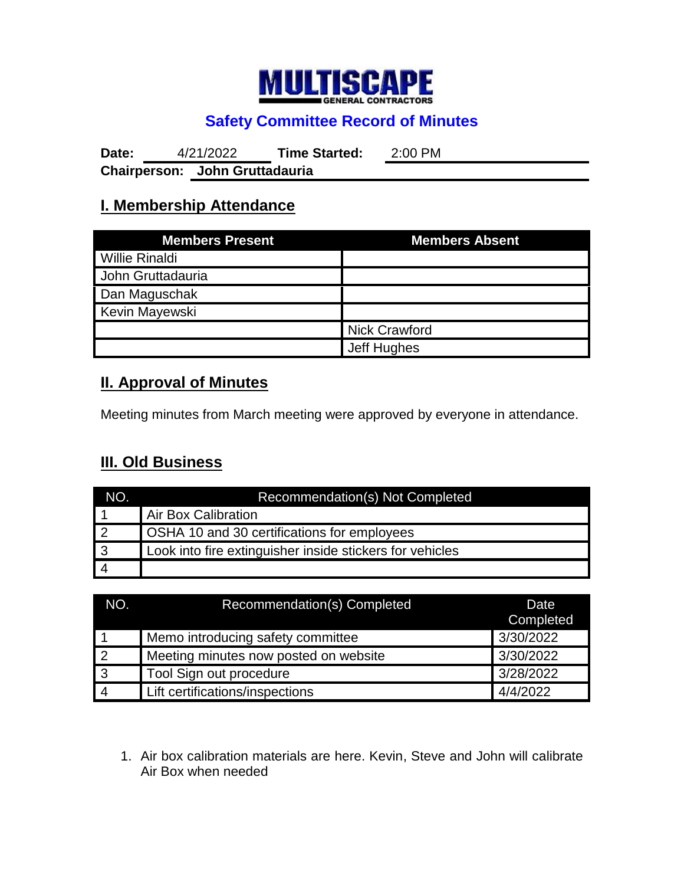# MULTISCAPE

GENERAL CONTRACTORS

## Safety Committee Record of Minutes

**Date:** 4/21/2022 **Time Started:** 2:00 PM

**Chairperson: John Gruttadauria**

## I. Membership Attendance

| Members Present | Members Absent |
|---|---|
| Willie Rinaldi | |
| John Gruttadauria | |
| Dan Maguschak | |
| Kevin Mayewski | |
| | Nick Crawford |
| | Jeff Hughes |

## II. Approval of Minutes

Meeting minutes from March meeting were approved by everyone in attendance.

## III. Old Business

| NO. | Recommendation(s) Not Completed |
|---|---|
| 1 | Air Box Calibration |
| 2 | OSHA 10 and 30 certifications for employees |
| 3 | Look into fire extinguisher inside stickers for vehicles |
| 4 | |

| NO. | Recommendation(s) Completed | Date Completed |
|---|---|---|
| 1 | Memo introducing safety committee | 3/30/2022 |
| 2 | Meeting minutes now posted on website | 3/30/2022 |
| 3 | Tool Sign out procedure | 3/28/2022 |
| 4 | Lift certifications/inspections | 4/4/2022 |

1. Air box calibration materials are here. Kevin, Steve and John will calibrate Air Box when needed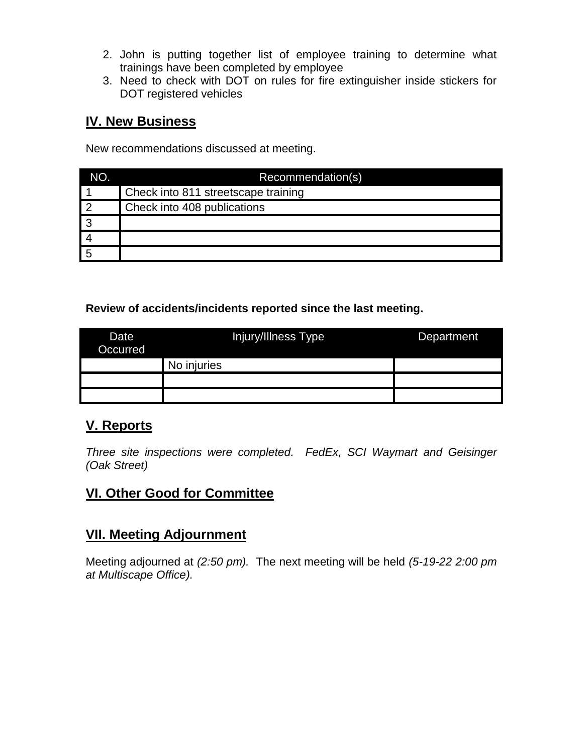2. John is putting together list of employee training to determine what trainings have been completed by employee
3. Need to check with DOT on rules for fire extinguisher inside stickers for DOT registered vehicles

## IV. New Business

New recommendations discussed at meeting.

| NO. | Recommendation(s) |
|---|---|
| 1 | Check into 811 streetscape training |
| 2 | Check into 408 publications |
| 3 | |
| 4 | |
| 5 | |

**Review of accidents/incidents reported since the last meeting.**

| Date Occurred | Injury/Illness Type | Department |
|---|---|---|
| | No injuries | |
| | | |
| | | |

## V. Reports

*Three site inspections were completed. FedEx, SCI Waymart and Geisinger (Oak Street)*

## VI. Other Good for Committee

## VII. Meeting Adjournment

Meeting adjourned at *(2:50 pm).* The next meeting will be held *(5-19-22 2:00 pm at Multiscape Office).*